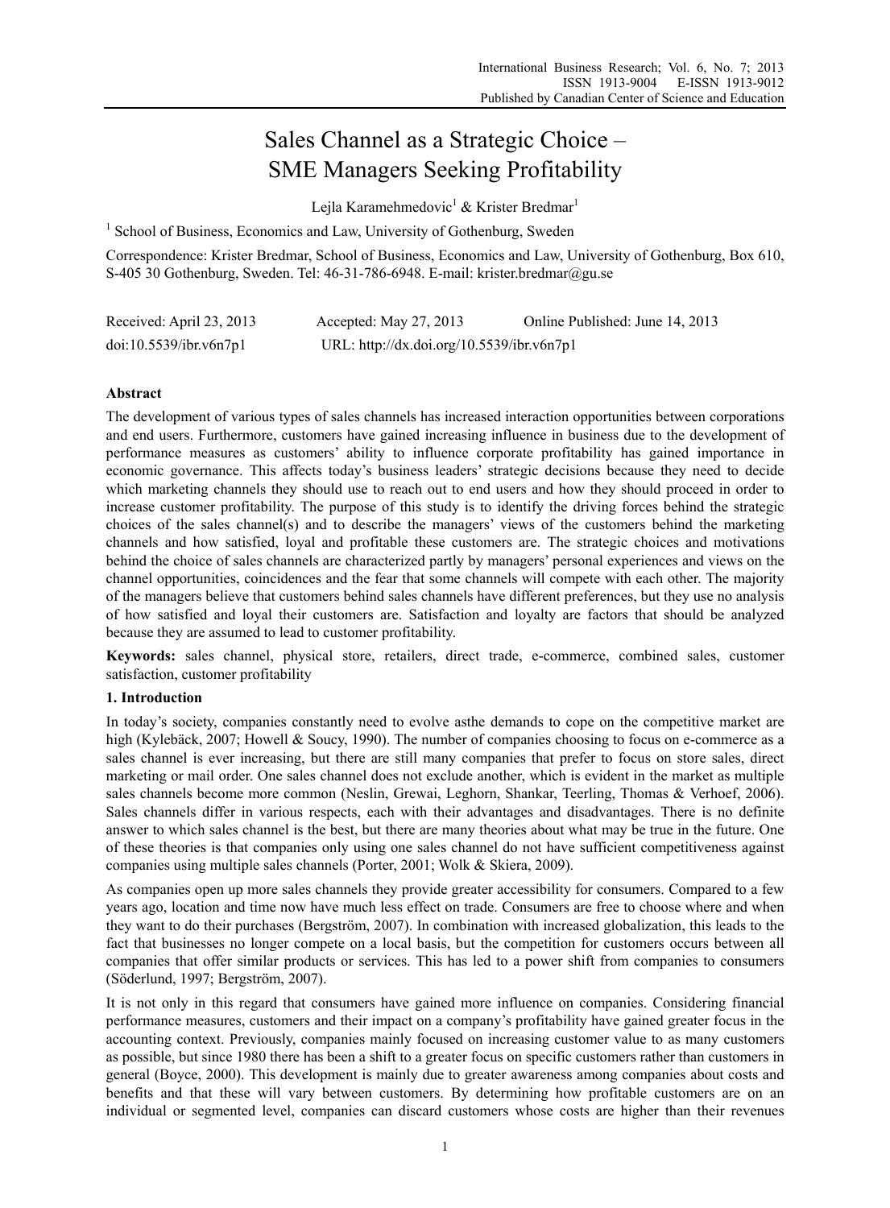# Sales Channel as a Strategic Choice – SME Managers Seeking Profitability

Lejla Karamehmedovic[1] & Krister Bredmar[1]

[1] School of Business, Economics and Law, University of Gothenburg, Sweden

Correspondence: Krister Bredmar, School of Business, Economics and Law, University of Gothenburg, Box 610, S-405 30 Gothenburg, Sweden. Tel: 46-31-786-6948. E-mail: krister.bredmar@gu.se

Received: April 23, 2013 Accepted: May 27, 2013 Online Published: June 14, 2013

doi:10.5539/ibr.v6n7p1 URL: http://dx.doi.org/10.5539/ibr.v6n7p1

## Abstract

The development of various types of sales channels has increased interaction opportunities between corporations and end users. Furthermore, customers have gained increasing influence in business due to the development of performance measures as customers' ability to influence corporate profitability has gained importance in economic governance. This affects today's business leaders' strategic decisions because they need to decide which marketing channels they should use to reach out to end users and how they should proceed in order to increase customer profitability. The purpose of this study is to identify the driving forces behind the strategic choices of the sales channel(s) and to describe the managers' views of the customers behind the marketing channels and how satisfied, loyal and profitable these customers are. The strategic choices and motivations behind the choice of sales channels are characterized partly by managers' personal experiences and views on the channel opportunities, coincidences and the fear that some channels will compete with each other. The majority of the managers believe that customers behind sales channels have different preferences, but they use no analysis of how satisfied and loyal their customers are. Satisfaction and loyalty are factors that should be analyzed because they are assumed to lead to customer profitability.

**Keywords:** sales channel, physical store, retailers, direct trade, e-commerce, combined sales, customer satisfaction, customer profitability

## 1. Introduction

In today's society, companies constantly need to evolve asthe demands to cope on the competitive market are high (Kylebäck, 2007; Howell & Soucy, 1990). The number of companies choosing to focus on e-commerce as a sales channel is ever increasing, but there are still many companies that prefer to focus on store sales, direct marketing or mail order. One sales channel does not exclude another, which is evident in the market as multiple sales channels become more common (Neslin, Grewai, Leghorn, Shankar, Teerling, Thomas & Verhoef, 2006). Sales channels differ in various respects, each with their advantages and disadvantages. There is no definite answer to which sales channel is the best, but there are many theories about what may be true in the future. One of these theories is that companies only using one sales channel do not have sufficient competitiveness against companies using multiple sales channels (Porter, 2001; Wolk & Skiera, 2009).

As companies open up more sales channels they provide greater accessibility for consumers. Compared to a few years ago, location and time now have much less effect on trade. Consumers are free to choose where and when they want to do their purchases (Bergström, 2007). In combination with increased globalization, this leads to the fact that businesses no longer compete on a local basis, but the competition for customers occurs between all companies that offer similar products or services. This has led to a power shift from companies to consumers (Söderlund, 1997; Bergström, 2007).

It is not only in this regard that consumers have gained more influence on companies. Considering financial performance measures, customers and their impact on a company's profitability have gained greater focus in the accounting context. Previously, companies mainly focused on increasing customer value to as many customers as possible, but since 1980 there has been a shift to a greater focus on specific customers rather than customers in general (Boyce, 2000). This development is mainly due to greater awareness among companies about costs and benefits and that these will vary between customers. By determining how profitable customers are on an individual or segmented level, companies can discard customers whose costs are higher than their revenues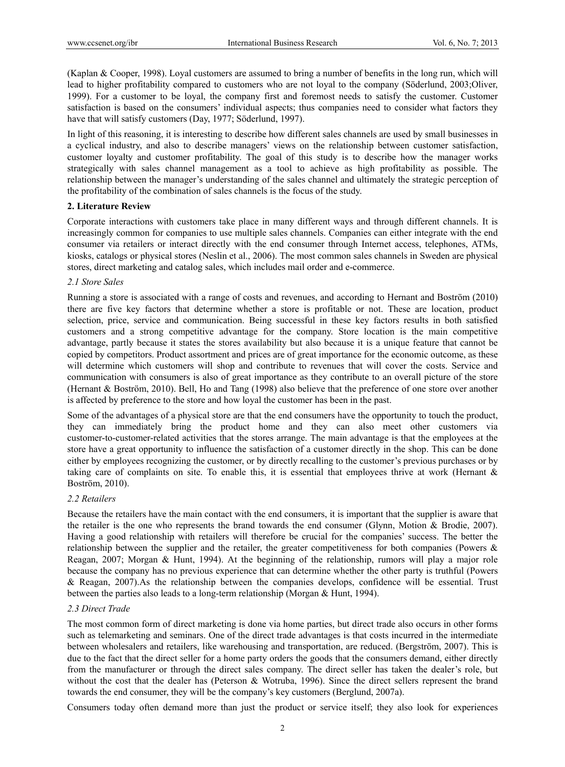(Kaplan & Cooper, 1998). Loyal customers are assumed to bring a number of benefits in the long run, which will lead to higher profitability compared to customers who are not loyal to the company (Söderlund, 2003;Oliver, 1999). For a customer to be loyal, the company first and foremost needs to satisfy the customer. Customer satisfaction is based on the consumers' individual aspects; thus companies need to consider what factors they have that will satisfy customers (Day, 1977; Söderlund, 1997).

In light of this reasoning, it is interesting to describe how different sales channels are used by small businesses in a cyclical industry, and also to describe managers' views on the relationship between customer satisfaction, customer loyalty and customer profitability. The goal of this study is to describe how the manager works strategically with sales channel management as a tool to achieve as high profitability as possible. The relationship between the manager's understanding of the sales channel and ultimately the strategic perception of the profitability of the combination of sales channels is the focus of the study.

## 2. Literature Review

Corporate interactions with customers take place in many different ways and through different channels. It is increasingly common for companies to use multiple sales channels. Companies can either integrate with the end consumer via retailers or interact directly with the end consumer through Internet access, telephones, ATMs, kiosks, catalogs or physical stores (Neslin et al., 2006). The most common sales channels in Sweden are physical stores, direct marketing and catalog sales, which includes mail order and e-commerce.

### *2.1 Store Sales*

Running a store is associated with a range of costs and revenues, and according to Hernant and Boström (2010) there are five key factors that determine whether a store is profitable or not. These are location, product selection, price, service and communication. Being successful in these key factors results in both satisfied customers and a strong competitive advantage for the company. Store location is the main competitive advantage, partly because it states the stores availability but also because it is a unique feature that cannot be copied by competitors. Product assortment and prices are of great importance for the economic outcome, as these will determine which customers will shop and contribute to revenues that will cover the costs. Service and communication with consumers is also of great importance as they contribute to an overall picture of the store (Hernant & Boström, 2010). Bell, Ho and Tang (1998) also believe that the preference of one store over another is affected by preference to the store and how loyal the customer has been in the past.

Some of the advantages of a physical store are that the end consumers have the opportunity to touch the product, they can immediately bring the product home and they can also meet other customers via customer-to-customer-related activities that the stores arrange. The main advantage is that the employees at the store have a great opportunity to influence the satisfaction of a customer directly in the shop. This can be done either by employees recognizing the customer, or by directly recalling to the customer's previous purchases or by taking care of complaints on site. To enable this, it is essential that employees thrive at work (Hernant & Boström, 2010).

### *2.2 Retailers*

Because the retailers have the main contact with the end consumers, it is important that the supplier is aware that the retailer is the one who represents the brand towards the end consumer (Glynn, Motion & Brodie, 2007). Having a good relationship with retailers will therefore be crucial for the companies' success. The better the relationship between the supplier and the retailer, the greater competitiveness for both companies (Powers & Reagan, 2007; Morgan & Hunt, 1994). At the beginning of the relationship, rumors will play a major role because the company has no previous experience that can determine whether the other party is truthful (Powers & Reagan, 2007).As the relationship between the companies develops, confidence will be essential. Trust between the parties also leads to a long-term relationship (Morgan & Hunt, 1994).

### *2.3 Direct Trade*

The most common form of direct marketing is done via home parties, but direct trade also occurs in other forms such as telemarketing and seminars. One of the direct trade advantages is that costs incurred in the intermediate between wholesalers and retailers, like warehousing and transportation, are reduced. (Bergström, 2007). This is due to the fact that the direct seller for a home party orders the goods that the consumers demand, either directly from the manufacturer or through the direct sales company. The direct seller has taken the dealer's role, but without the cost that the dealer has (Peterson & Wotruba, 1996). Since the direct sellers represent the brand towards the end consumer, they will be the company's key customers (Berglund, 2007a).

Consumers today often demand more than just the product or service itself; they also look for experiences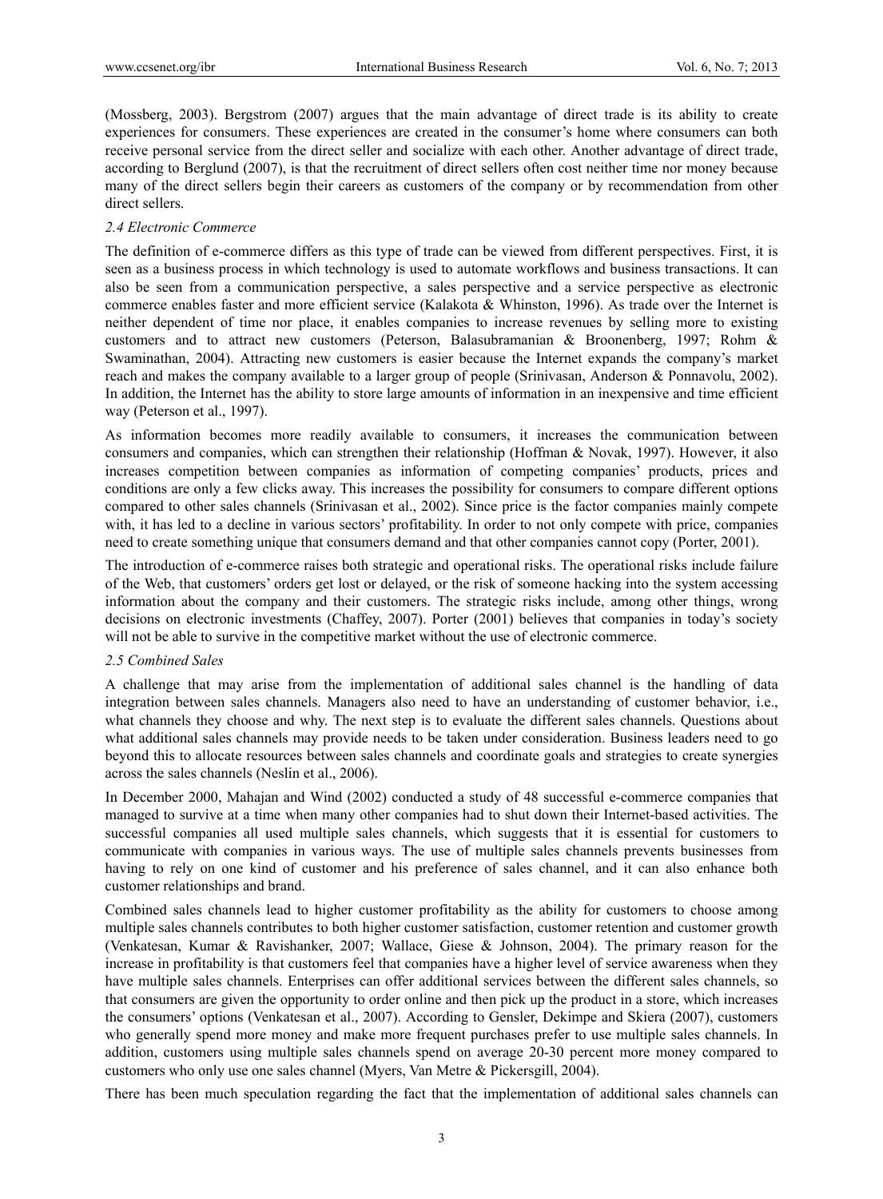(Mossberg, 2003). Bergstrom (2007) argues that the main advantage of direct trade is its ability to create experiences for consumers. These experiences are created in the consumer's home where consumers can both receive personal service from the direct seller and socialize with each other. Another advantage of direct trade, according to Berglund (2007), is that the recruitment of direct sellers often cost neither time nor money because many of the direct sellers begin their careers as customers of the company or by recommendation from other direct sellers.

### *2.4 Electronic Commerce*

The definition of e-commerce differs as this type of trade can be viewed from different perspectives. First, it is seen as a business process in which technology is used to automate workflows and business transactions. It can also be seen from a communication perspective, a sales perspective and a service perspective as electronic commerce enables faster and more efficient service (Kalakota & Whinston, 1996). As trade over the Internet is neither dependent of time nor place, it enables companies to increase revenues by selling more to existing customers and to attract new customers (Peterson, Balasubramanian & Broonenberg, 1997; Rohm & Swaminathan, 2004). Attracting new customers is easier because the Internet expands the company's market reach and makes the company available to a larger group of people (Srinivasan, Anderson & Ponnavolu, 2002). In addition, the Internet has the ability to store large amounts of information in an inexpensive and time efficient way (Peterson et al., 1997).

As information becomes more readily available to consumers, it increases the communication between consumers and companies, which can strengthen their relationship (Hoffman & Novak, 1997). However, it also increases competition between companies as information of competing companies' products, prices and conditions are only a few clicks away. This increases the possibility for consumers to compare different options compared to other sales channels (Srinivasan et al., 2002). Since price is the factor companies mainly compete with, it has led to a decline in various sectors' profitability. In order to not only compete with price, companies need to create something unique that consumers demand and that other companies cannot copy (Porter, 2001).

The introduction of e-commerce raises both strategic and operational risks. The operational risks include failure of the Web, that customers' orders get lost or delayed, or the risk of someone hacking into the system accessing information about the company and their customers. The strategic risks include, among other things, wrong decisions on electronic investments (Chaffey, 2007). Porter (2001) believes that companies in today's society will not be able to survive in the competitive market without the use of electronic commerce.

### *2.5 Combined Sales*

A challenge that may arise from the implementation of additional sales channel is the handling of data integration between sales channels. Managers also need to have an understanding of customer behavior, i.e., what channels they choose and why. The next step is to evaluate the different sales channels. Questions about what additional sales channels may provide needs to be taken under consideration. Business leaders need to go beyond this to allocate resources between sales channels and coordinate goals and strategies to create synergies across the sales channels (Neslin et al., 2006).

In December 2000, Mahajan and Wind (2002) conducted a study of 48 successful e-commerce companies that managed to survive at a time when many other companies had to shut down their Internet-based activities. The successful companies all used multiple sales channels, which suggests that it is essential for customers to communicate with companies in various ways. The use of multiple sales channels prevents businesses from having to rely on one kind of customer and his preference of sales channel, and it can also enhance both customer relationships and brand.

Combined sales channels lead to higher customer profitability as the ability for customers to choose among multiple sales channels contributes to both higher customer satisfaction, customer retention and customer growth (Venkatesan, Kumar & Ravishanker, 2007; Wallace, Giese & Johnson, 2004). The primary reason for the increase in profitability is that customers feel that companies have a higher level of service awareness when they have multiple sales channels. Enterprises can offer additional services between the different sales channels, so that consumers are given the opportunity to order online and then pick up the product in a store, which increases the consumers' options (Venkatesan et al., 2007). According to Gensler, Dekimpe and Skiera (2007), customers who generally spend more money and make more frequent purchases prefer to use multiple sales channels. In addition, customers using multiple sales channels spend on average 20-30 percent more money compared to customers who only use one sales channel (Myers, Van Metre & Pickersgill, 2004).

There has been much speculation regarding the fact that the implementation of additional sales channels can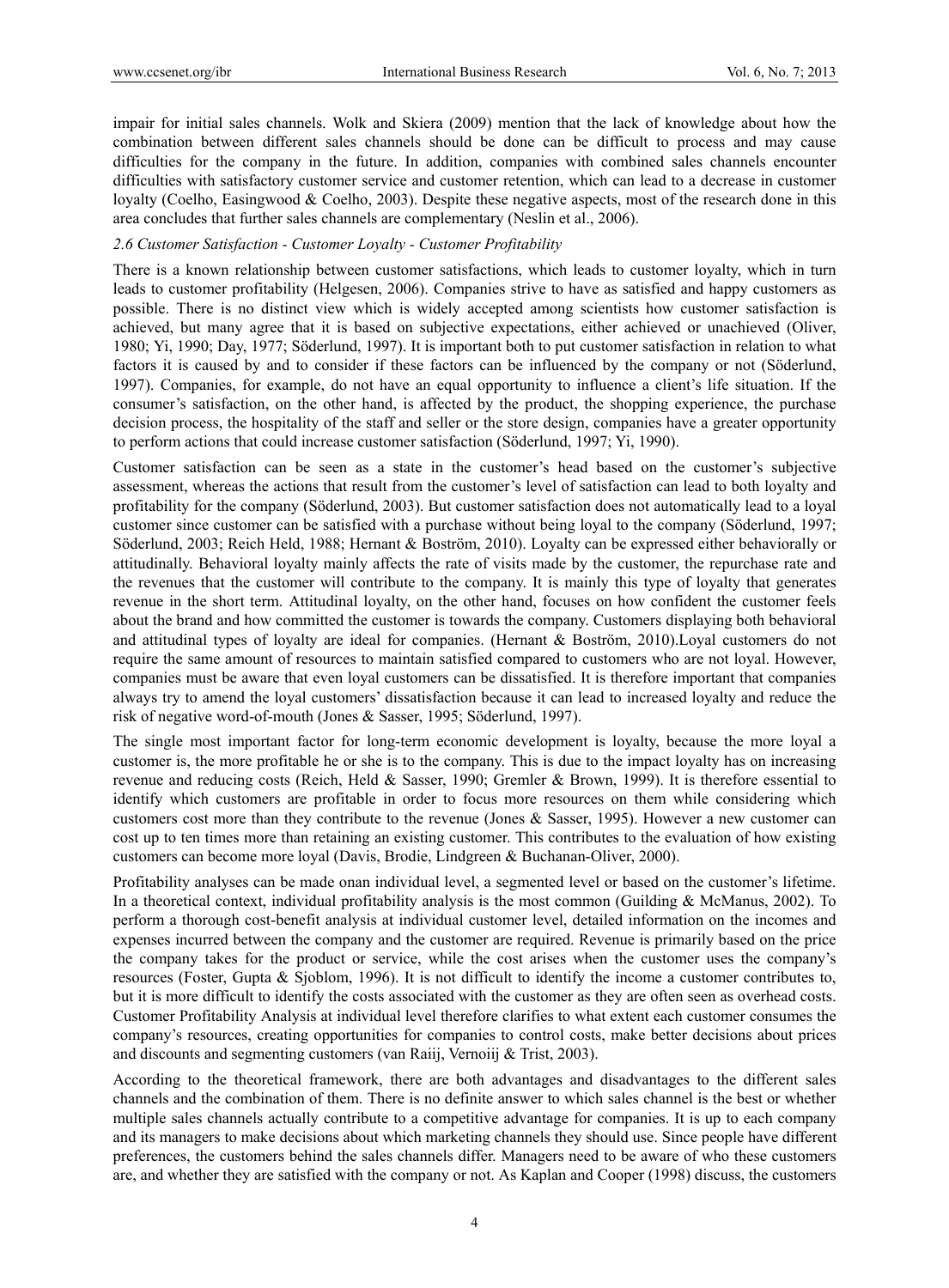impair for initial sales channels. Wolk and Skiera (2009) mention that the lack of knowledge about how the combination between different sales channels should be done can be difficult to process and may cause difficulties for the company in the future. In addition, companies with combined sales channels encounter difficulties with satisfactory customer service and customer retention, which can lead to a decrease in customer loyalty (Coelho, Easingwood & Coelho, 2003). Despite these negative aspects, most of the research done in this area concludes that further sales channels are complementary (Neslin et al., 2006).

### *2.6 Customer Satisfaction - Customer Loyalty - Customer Profitability*

There is a known relationship between customer satisfactions, which leads to customer loyalty, which in turn leads to customer profitability (Helgesen, 2006). Companies strive to have as satisfied and happy customers as possible. There is no distinct view which is widely accepted among scientists how customer satisfaction is achieved, but many agree that it is based on subjective expectations, either achieved or unachieved (Oliver, 1980; Yi, 1990; Day, 1977; Söderlund, 1997). It is important both to put customer satisfaction in relation to what factors it is caused by and to consider if these factors can be influenced by the company or not (Söderlund, 1997). Companies, for example, do not have an equal opportunity to influence a client's life situation. If the consumer's satisfaction, on the other hand, is affected by the product, the shopping experience, the purchase decision process, the hospitality of the staff and seller or the store design, companies have a greater opportunity to perform actions that could increase customer satisfaction (Söderlund, 1997; Yi, 1990).

Customer satisfaction can be seen as a state in the customer's head based on the customer's subjective assessment, whereas the actions that result from the customer's level of satisfaction can lead to both loyalty and profitability for the company (Söderlund, 2003). But customer satisfaction does not automatically lead to a loyal customer since customer can be satisfied with a purchase without being loyal to the company (Söderlund, 1997; Söderlund, 2003; Reich Held, 1988; Hernant & Boström, 2010). Loyalty can be expressed either behaviorally or attitudinally. Behavioral loyalty mainly affects the rate of visits made by the customer, the repurchase rate and the revenues that the customer will contribute to the company. It is mainly this type of loyalty that generates revenue in the short term. Attitudinal loyalty, on the other hand, focuses on how confident the customer feels about the brand and how committed the customer is towards the company. Customers displaying both behavioral and attitudinal types of loyalty are ideal for companies. (Hernant & Boström, 2010).Loyal customers do not require the same amount of resources to maintain satisfied compared to customers who are not loyal. However, companies must be aware that even loyal customers can be dissatisfied. It is therefore important that companies always try to amend the loyal customers' dissatisfaction because it can lead to increased loyalty and reduce the risk of negative word-of-mouth (Jones & Sasser, 1995; Söderlund, 1997).

The single most important factor for long-term economic development is loyalty, because the more loyal a customer is, the more profitable he or she is to the company. This is due to the impact loyalty has on increasing revenue and reducing costs (Reich, Held & Sasser, 1990; Gremler & Brown, 1999). It is therefore essential to identify which customers are profitable in order to focus more resources on them while considering which customers cost more than they contribute to the revenue (Jones & Sasser, 1995). However a new customer can cost up to ten times more than retaining an existing customer. This contributes to the evaluation of how existing customers can become more loyal (Davis, Brodie, Lindgreen & Buchanan-Oliver, 2000).

Profitability analyses can be made onan individual level, a segmented level or based on the customer's lifetime. In a theoretical context, individual profitability analysis is the most common (Guilding & McManus, 2002). To perform a thorough cost-benefit analysis at individual customer level, detailed information on the incomes and expenses incurred between the company and the customer are required. Revenue is primarily based on the price the company takes for the product or service, while the cost arises when the customer uses the company's resources (Foster, Gupta & Sjoblom, 1996). It is not difficult to identify the income a customer contributes to, but it is more difficult to identify the costs associated with the customer as they are often seen as overhead costs. Customer Profitability Analysis at individual level therefore clarifies to what extent each customer consumes the company's resources, creating opportunities for companies to control costs, make better decisions about prices and discounts and segmenting customers (van Raiij, Vernoiij & Trist, 2003).

According to the theoretical framework, there are both advantages and disadvantages to the different sales channels and the combination of them. There is no definite answer to which sales channel is the best or whether multiple sales channels actually contribute to a competitive advantage for companies. It is up to each company and its managers to make decisions about which marketing channels they should use. Since people have different preferences, the customers behind the sales channels differ. Managers need to be aware of who these customers are, and whether they are satisfied with the company or not. As Kaplan and Cooper (1998) discuss, the customers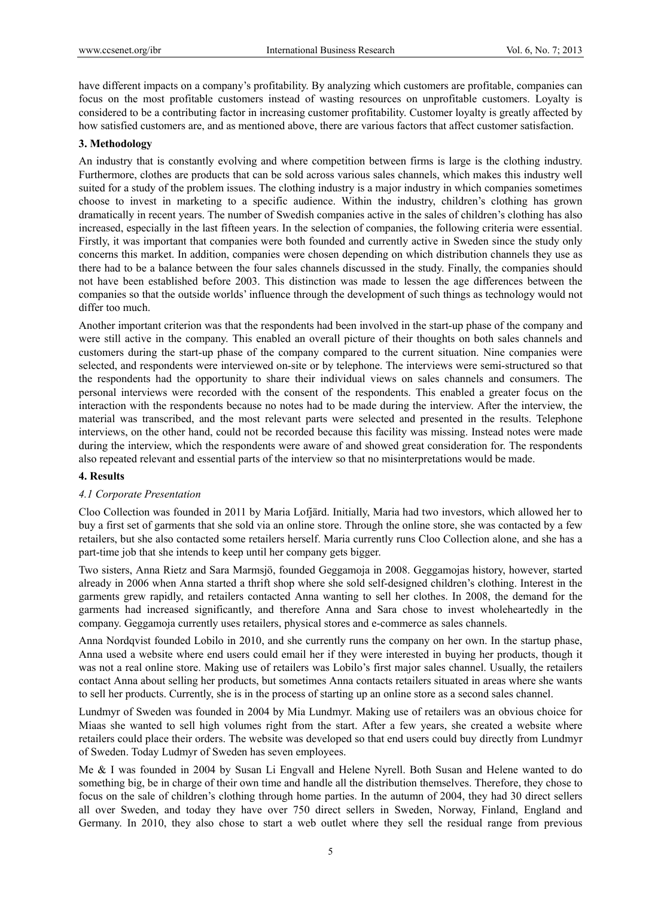have different impacts on a company's profitability. By analyzing which customers are profitable, companies can focus on the most profitable customers instead of wasting resources on unprofitable customers. Loyalty is considered to be a contributing factor in increasing customer profitability. Customer loyalty is greatly affected by how satisfied customers are, and as mentioned above, there are various factors that affect customer satisfaction.

## 3. Methodology

An industry that is constantly evolving and where competition between firms is large is the clothing industry. Furthermore, clothes are products that can be sold across various sales channels, which makes this industry well suited for a study of the problem issues. The clothing industry is a major industry in which companies sometimes choose to invest in marketing to a specific audience. Within the industry, children's clothing has grown dramatically in recent years. The number of Swedish companies active in the sales of children's clothing has also increased, especially in the last fifteen years. In the selection of companies, the following criteria were essential. Firstly, it was important that companies were both founded and currently active in Sweden since the study only concerns this market. In addition, companies were chosen depending on which distribution channels they use as there had to be a balance between the four sales channels discussed in the study. Finally, the companies should not have been established before 2003. This distinction was made to lessen the age differences between the companies so that the outside worlds' influence through the development of such things as technology would not differ too much.

Another important criterion was that the respondents had been involved in the start-up phase of the company and were still active in the company. This enabled an overall picture of their thoughts on both sales channels and customers during the start-up phase of the company compared to the current situation. Nine companies were selected, and respondents were interviewed on-site or by telephone. The interviews were semi-structured so that the respondents had the opportunity to share their individual views on sales channels and consumers. The personal interviews were recorded with the consent of the respondents. This enabled a greater focus on the interaction with the respondents because no notes had to be made during the interview. After the interview, the material was transcribed, and the most relevant parts were selected and presented in the results. Telephone interviews, on the other hand, could not be recorded because this facility was missing. Instead notes were made during the interview, which the respondents were aware of and showed great consideration for. The respondents also repeated relevant and essential parts of the interview so that no misinterpretations would be made.

## 4. Results

### *4.1 Corporate Presentation*

Cloo Collection was founded in 2011 by Maria Lofjärd. Initially, Maria had two investors, which allowed her to buy a first set of garments that she sold via an online store. Through the online store, she was contacted by a few retailers, but she also contacted some retailers herself. Maria currently runs Cloo Collection alone, and she has a part-time job that she intends to keep until her company gets bigger.

Two sisters, Anna Rietz and Sara Marmsjö, founded Geggamoja in 2008. Geggamojas history, however, started already in 2006 when Anna started a thrift shop where she sold self-designed children's clothing. Interest in the garments grew rapidly, and retailers contacted Anna wanting to sell her clothes. In 2008, the demand for the garments had increased significantly, and therefore Anna and Sara chose to invest wholeheartedly in the company. Geggamoja currently uses retailers, physical stores and e-commerce as sales channels.

Anna Nordqvist founded Lobilo in 2010, and she currently runs the company on her own. In the startup phase, Anna used a website where end users could email her if they were interested in buying her products, though it was not a real online store. Making use of retailers was Lobilo's first major sales channel. Usually, the retailers contact Anna about selling her products, but sometimes Anna contacts retailers situated in areas where she wants to sell her products. Currently, she is in the process of starting up an online store as a second sales channel.

Lundmyr of Sweden was founded in 2004 by Mia Lundmyr. Making use of retailers was an obvious choice for Miaas she wanted to sell high volumes right from the start. After a few years, she created a website where retailers could place their orders. The website was developed so that end users could buy directly from Lundmyr of Sweden. Today Ludmyr of Sweden has seven employees.

Me & I was founded in 2004 by Susan Li Engvall and Helene Nyrell. Both Susan and Helene wanted to do something big, be in charge of their own time and handle all the distribution themselves. Therefore, they chose to focus on the sale of children's clothing through home parties. In the autumn of 2004, they had 30 direct sellers all over Sweden, and today they have over 750 direct sellers in Sweden, Norway, Finland, England and Germany. In 2010, they also chose to start a web outlet where they sell the residual range from previous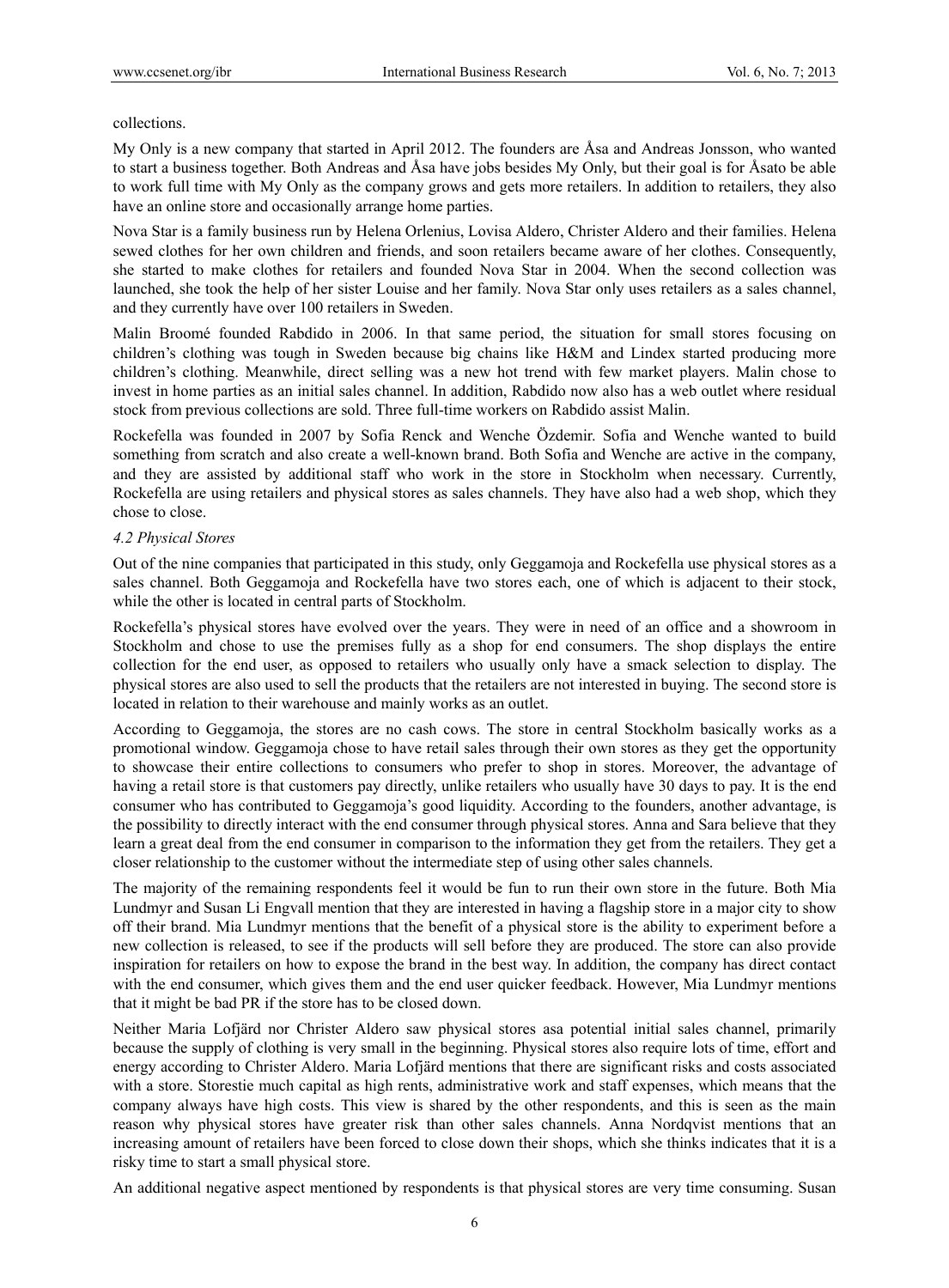collections.

My Only is a new company that started in April 2012. The founders are Åsa and Andreas Jonsson, who wanted to start a business together. Both Andreas and Åsa have jobs besides My Only, but their goal is for Åsato be able to work full time with My Only as the company grows and gets more retailers. In addition to retailers, they also have an online store and occasionally arrange home parties.

Nova Star is a family business run by Helena Orlenius, Lovisa Aldero, Christer Aldero and their families. Helena sewed clothes for her own children and friends, and soon retailers became aware of her clothes. Consequently, she started to make clothes for retailers and founded Nova Star in 2004. When the second collection was launched, she took the help of her sister Louise and her family. Nova Star only uses retailers as a sales channel, and they currently have over 100 retailers in Sweden.

Malin Broomé founded Rabdido in 2006. In that same period, the situation for small stores focusing on children's clothing was tough in Sweden because big chains like H&M and Lindex started producing more children's clothing. Meanwhile, direct selling was a new hot trend with few market players. Malin chose to invest in home parties as an initial sales channel. In addition, Rabdido now also has a web outlet where residual stock from previous collections are sold. Three full-time workers on Rabdido assist Malin.

Rockefella was founded in 2007 by Sofia Renck and Wenche Özdemir. Sofia and Wenche wanted to build something from scratch and also create a well-known brand. Both Sofia and Wenche are active in the company, and they are assisted by additional staff who work in the store in Stockholm when necessary. Currently, Rockefella are using retailers and physical stores as sales channels. They have also had a web shop, which they chose to close.

### *4.2 Physical Stores*

Out of the nine companies that participated in this study, only Geggamoja and Rockefella use physical stores as a sales channel. Both Geggamoja and Rockefella have two stores each, one of which is adjacent to their stock, while the other is located in central parts of Stockholm.

Rockefella's physical stores have evolved over the years. They were in need of an office and a showroom in Stockholm and chose to use the premises fully as a shop for end consumers. The shop displays the entire collection for the end user, as opposed to retailers who usually only have a smack selection to display. The physical stores are also used to sell the products that the retailers are not interested in buying. The second store is located in relation to their warehouse and mainly works as an outlet.

According to Geggamoja, the stores are no cash cows. The store in central Stockholm basically works as a promotional window. Geggamoja chose to have retail sales through their own stores as they get the opportunity to showcase their entire collections to consumers who prefer to shop in stores. Moreover, the advantage of having a retail store is that customers pay directly, unlike retailers who usually have 30 days to pay. It is the end consumer who has contributed to Geggamoja's good liquidity. According to the founders, another advantage, is the possibility to directly interact with the end consumer through physical stores. Anna and Sara believe that they learn a great deal from the end consumer in comparison to the information they get from the retailers. They get a closer relationship to the customer without the intermediate step of using other sales channels.

The majority of the remaining respondents feel it would be fun to run their own store in the future. Both Mia Lundmyr and Susan Li Engvall mention that they are interested in having a flagship store in a major city to show off their brand. Mia Lundmyr mentions that the benefit of a physical store is the ability to experiment before a new collection is released, to see if the products will sell before they are produced. The store can also provide inspiration for retailers on how to expose the brand in the best way. In addition, the company has direct contact with the end consumer, which gives them and the end user quicker feedback. However, Mia Lundmyr mentions that it might be bad PR if the store has to be closed down.

Neither Maria Lofjärd nor Christer Aldero saw physical stores asa potential initial sales channel, primarily because the supply of clothing is very small in the beginning. Physical stores also require lots of time, effort and energy according to Christer Aldero. Maria Lofjärd mentions that there are significant risks and costs associated with a store. Storestie much capital as high rents, administrative work and staff expenses, which means that the company always have high costs. This view is shared by the other respondents, and this is seen as the main reason why physical stores have greater risk than other sales channels. Anna Nordqvist mentions that an increasing amount of retailers have been forced to close down their shops, which she thinks indicates that it is a risky time to start a small physical store.

An additional negative aspect mentioned by respondents is that physical stores are very time consuming. Susan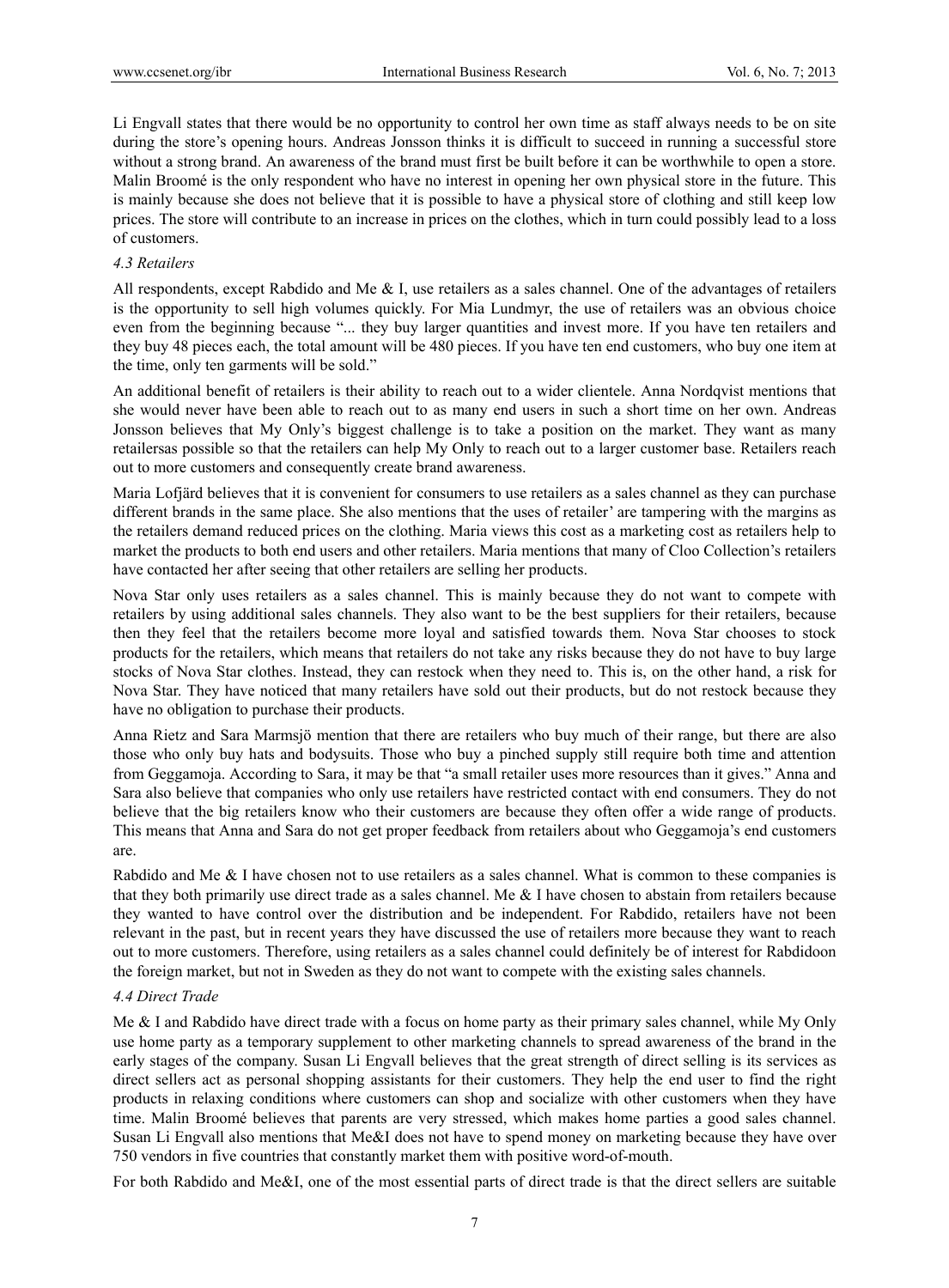Li Engvall states that there would be no opportunity to control her own time as staff always needs to be on site during the store's opening hours. Andreas Jonsson thinks it is difficult to succeed in running a successful store without a strong brand. An awareness of the brand must first be built before it can be worthwhile to open a store. Malin Broomé is the only respondent who have no interest in opening her own physical store in the future. This is mainly because she does not believe that it is possible to have a physical store of clothing and still keep low prices. The store will contribute to an increase in prices on the clothes, which in turn could possibly lead to a loss of customers.

*4.3 Retailers*

All respondents, except Rabdido and Me & I, use retailers as a sales channel. One of the advantages of retailers is the opportunity to sell high volumes quickly. For Mia Lundmyr, the use of retailers was an obvious choice even from the beginning because "... they buy larger quantities and invest more. If you have ten retailers and they buy 48 pieces each, the total amount will be 480 pieces. If you have ten end customers, who buy one item at the time, only ten garments will be sold."

An additional benefit of retailers is their ability to reach out to a wider clientele. Anna Nordqvist mentions that she would never have been able to reach out to as many end users in such a short time on her own. Andreas Jonsson believes that My Only's biggest challenge is to take a position on the market. They want as many retailersas possible so that the retailers can help My Only to reach out to a larger customer base. Retailers reach out to more customers and consequently create brand awareness.

Maria Lofjärd believes that it is convenient for consumers to use retailers as a sales channel as they can purchase different brands in the same place. She also mentions that the uses of retailer' are tampering with the margins as the retailers demand reduced prices on the clothing. Maria views this cost as a marketing cost as retailers help to market the products to both end users and other retailers. Maria mentions that many of Cloo Collection's retailers have contacted her after seeing that other retailers are selling her products.

Nova Star only uses retailers as a sales channel. This is mainly because they do not want to compete with retailers by using additional sales channels. They also want to be the best suppliers for their retailers, because then they feel that the retailers become more loyal and satisfied towards them. Nova Star chooses to stock products for the retailers, which means that retailers do not take any risks because they do not have to buy large stocks of Nova Star clothes. Instead, they can restock when they need to. This is, on the other hand, a risk for Nova Star. They have noticed that many retailers have sold out their products, but do not restock because they have no obligation to purchase their products.

Anna Rietz and Sara Marmsjö mention that there are retailers who buy much of their range, but there are also those who only buy hats and bodysuits. Those who buy a pinched supply still require both time and attention from Geggamoja. According to Sara, it may be that "a small retailer uses more resources than it gives." Anna and Sara also believe that companies who only use retailers have restricted contact with end consumers. They do not believe that the big retailers know who their customers are because they often offer a wide range of products. This means that Anna and Sara do not get proper feedback from retailers about who Geggamoja's end customers are.

Rabdido and Me & I have chosen not to use retailers as a sales channel. What is common to these companies is that they both primarily use direct trade as a sales channel. Me & I have chosen to abstain from retailers because they wanted to have control over the distribution and be independent. For Rabdido, retailers have not been relevant in the past, but in recent years they have discussed the use of retailers more because they want to reach out to more customers. Therefore, using retailers as a sales channel could definitely be of interest for Rabdidoon the foreign market, but not in Sweden as they do not want to compete with the existing sales channels.

*4.4 Direct Trade*

Me & I and Rabdido have direct trade with a focus on home party as their primary sales channel, while My Only use home party as a temporary supplement to other marketing channels to spread awareness of the brand in the early stages of the company. Susan Li Engvall believes that the great strength of direct selling is its services as direct sellers act as personal shopping assistants for their customers. They help the end user to find the right products in relaxing conditions where customers can shop and socialize with other customers when they have time. Malin Broomé believes that parents are very stressed, which makes home parties a good sales channel. Susan Li Engvall also mentions that Me&I does not have to spend money on marketing because they have over 750 vendors in five countries that constantly market them with positive word-of-mouth.

For both Rabdido and Me&I, one of the most essential parts of direct trade is that the direct sellers are suitable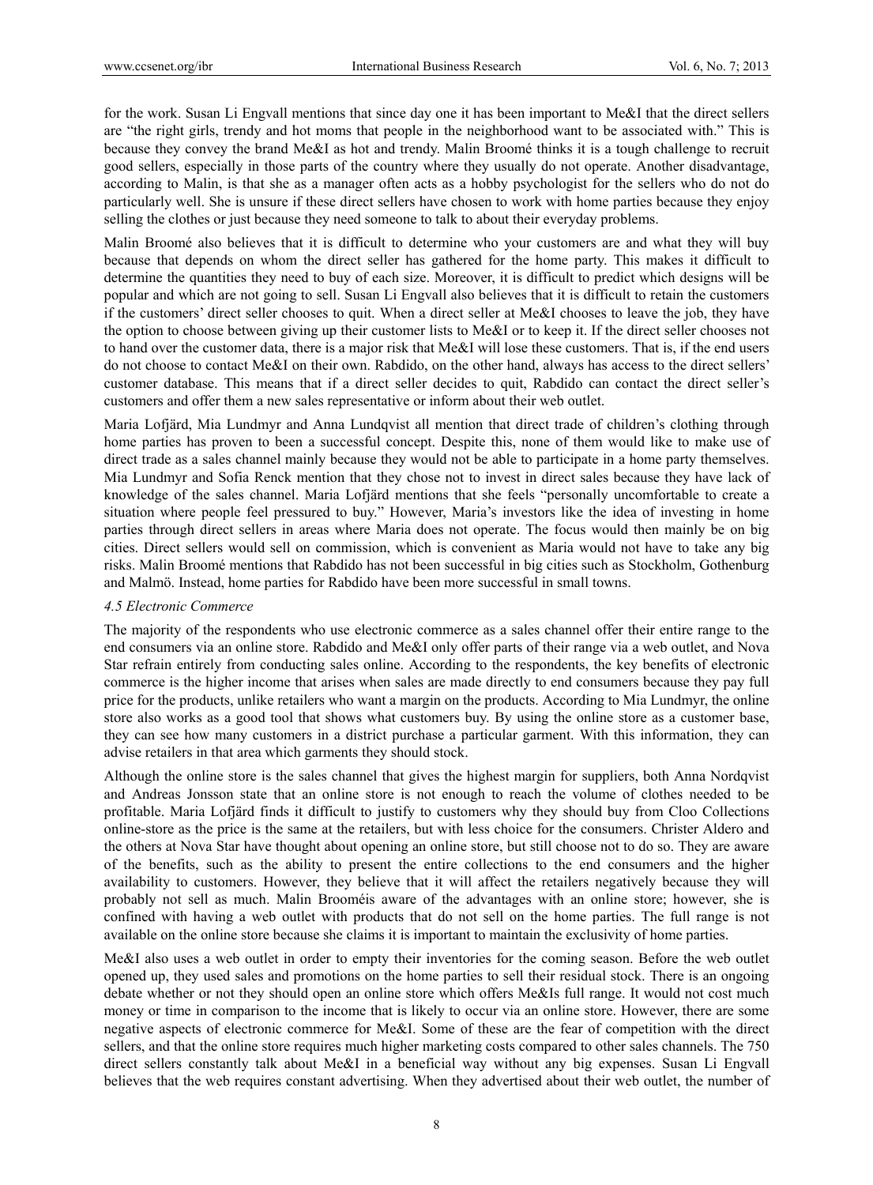for the work. Susan Li Engvall mentions that since day one it has been important to Me&I that the direct sellers are "the right girls, trendy and hot moms that people in the neighborhood want to be associated with." This is because they convey the brand Me&I as hot and trendy. Malin Broomé thinks it is a tough challenge to recruit good sellers, especially in those parts of the country where they usually do not operate. Another disadvantage, according to Malin, is that she as a manager often acts as a hobby psychologist for the sellers who do not do particularly well. She is unsure if these direct sellers have chosen to work with home parties because they enjoy selling the clothes or just because they need someone to talk to about their everyday problems.

Malin Broomé also believes that it is difficult to determine who your customers are and what they will buy because that depends on whom the direct seller has gathered for the home party. This makes it difficult to determine the quantities they need to buy of each size. Moreover, it is difficult to predict which designs will be popular and which are not going to sell. Susan Li Engvall also believes that it is difficult to retain the customers if the customers' direct seller chooses to quit. When a direct seller at Me&I chooses to leave the job, they have the option to choose between giving up their customer lists to Me&I or to keep it. If the direct seller chooses not to hand over the customer data, there is a major risk that Me&I will lose these customers. That is, if the end users do not choose to contact Me&I on their own. Rabdido, on the other hand, always has access to the direct sellers' customer database. This means that if a direct seller decides to quit, Rabdido can contact the direct seller's customers and offer them a new sales representative or inform about their web outlet.

Maria Lofjärd, Mia Lundmyr and Anna Lundqvist all mention that direct trade of children's clothing through home parties has proven to been a successful concept. Despite this, none of them would like to make use of direct trade as a sales channel mainly because they would not be able to participate in a home party themselves. Mia Lundmyr and Sofia Renck mention that they chose not to invest in direct sales because they have lack of knowledge of the sales channel. Maria Lofjärd mentions that she feels "personally uncomfortable to create a situation where people feel pressured to buy." However, Maria's investors like the idea of investing in home parties through direct sellers in areas where Maria does not operate. The focus would then mainly be on big cities. Direct sellers would sell on commission, which is convenient as Maria would not have to take any big risks. Malin Broomé mentions that Rabdido has not been successful in big cities such as Stockholm, Gothenburg and Malmö. Instead, home parties for Rabdido have been more successful in small towns.

*4.5 Electronic Commerce*

The majority of the respondents who use electronic commerce as a sales channel offer their entire range to the end consumers via an online store. Rabdido and Me&I only offer parts of their range via a web outlet, and Nova Star refrain entirely from conducting sales online. According to the respondents, the key benefits of electronic commerce is the higher income that arises when sales are made directly to end consumers because they pay full price for the products, unlike retailers who want a margin on the products. According to Mia Lundmyr, the online store also works as a good tool that shows what customers buy. By using the online store as a customer base, they can see how many customers in a district purchase a particular garment. With this information, they can advise retailers in that area which garments they should stock.

Although the online store is the sales channel that gives the highest margin for suppliers, both Anna Nordqvist and Andreas Jonsson state that an online store is not enough to reach the volume of clothes needed to be profitable. Maria Lofjärd finds it difficult to justify to customers why they should buy from Cloo Collections online-store as the price is the same at the retailers, but with less choice for the consumers. Christer Aldero and the others at Nova Star have thought about opening an online store, but still choose not to do so. They are aware of the benefits, such as the ability to present the entire collections to the end consumers and the higher availability to customers. However, they believe that it will affect the retailers negatively because they will probably not sell as much. Malin Brooméis aware of the advantages with an online store; however, she is confined with having a web outlet with products that do not sell on the home parties. The full range is not available on the online store because she claims it is important to maintain the exclusivity of home parties.

Me&I also uses a web outlet in order to empty their inventories for the coming season. Before the web outlet opened up, they used sales and promotions on the home parties to sell their residual stock. There is an ongoing debate whether or not they should open an online store which offers Me&Is full range. It would not cost much money or time in comparison to the income that is likely to occur via an online store. However, there are some negative aspects of electronic commerce for Me&I. Some of these are the fear of competition with the direct sellers, and that the online store requires much higher marketing costs compared to other sales channels. The 750 direct sellers constantly talk about Me&I in a beneficial way without any big expenses. Susan Li Engvall believes that the web requires constant advertising. When they advertised about their web outlet, the number of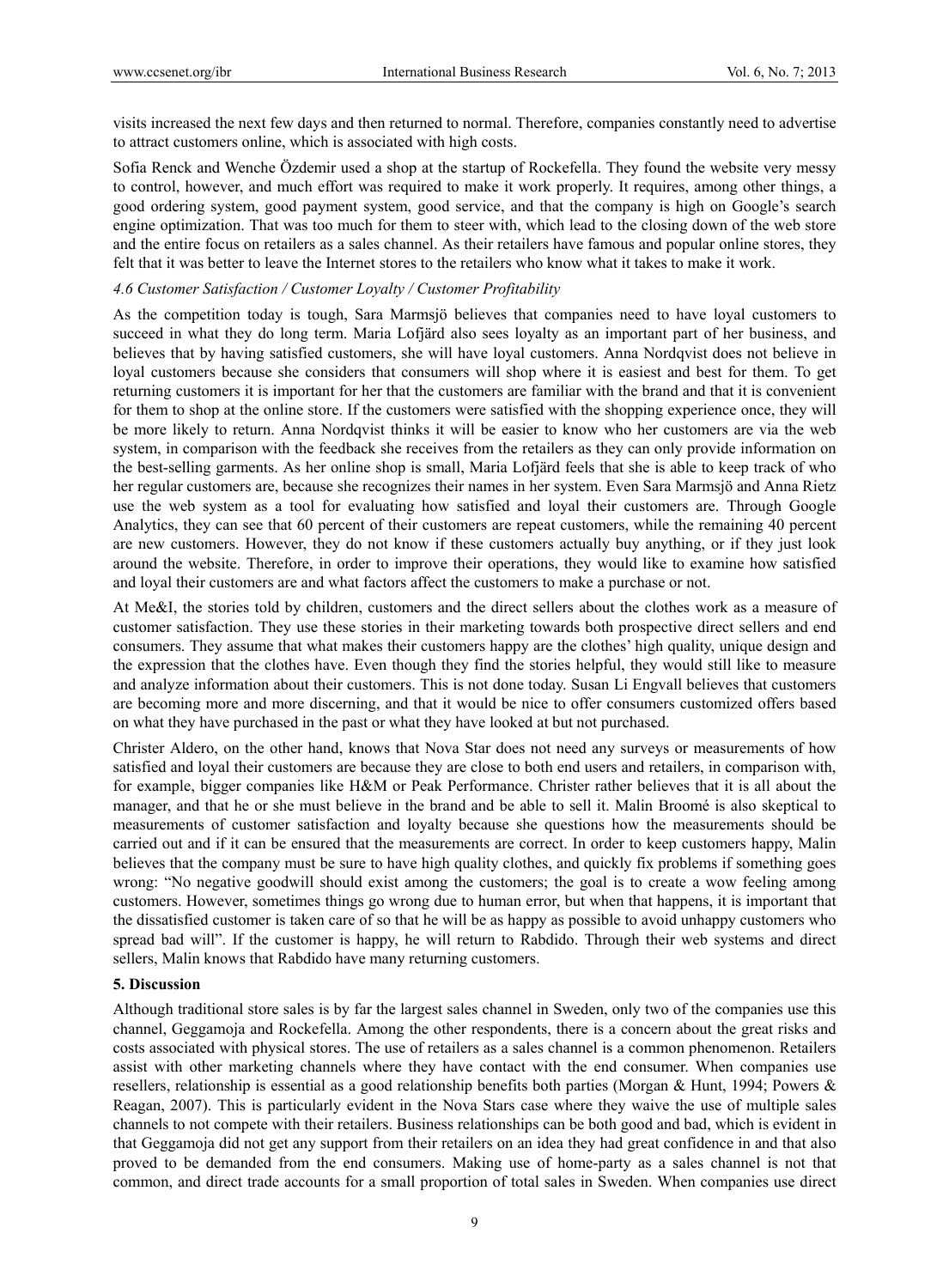visits increased the next few days and then returned to normal. Therefore, companies constantly need to advertise to attract customers online, which is associated with high costs.

Sofia Renck and Wenche Özdemir used a shop at the startup of Rockefella. They found the website very messy to control, however, and much effort was required to make it work properly. It requires, among other things, a good ordering system, good payment system, good service, and that the company is high on Google's search engine optimization. That was too much for them to steer with, which lead to the closing down of the web store and the entire focus on retailers as a sales channel. As their retailers have famous and popular online stores, they felt that it was better to leave the Internet stores to the retailers who know what it takes to make it work.

### *4.6 Customer Satisfaction / Customer Loyalty / Customer Profitability*

As the competition today is tough, Sara Marmsjö believes that companies need to have loyal customers to succeed in what they do long term. Maria Lofjärd also sees loyalty as an important part of her business, and believes that by having satisfied customers, she will have loyal customers. Anna Nordqvist does not believe in loyal customers because she considers that consumers will shop where it is easiest and best for them. To get returning customers it is important for her that the customers are familiar with the brand and that it is convenient for them to shop at the online store. If the customers were satisfied with the shopping experience once, they will be more likely to return. Anna Nordqvist thinks it will be easier to know who her customers are via the web system, in comparison with the feedback she receives from the retailers as they can only provide information on the best-selling garments. As her online shop is small, Maria Lofjärd feels that she is able to keep track of who her regular customers are, because she recognizes their names in her system. Even Sara Marmsjö and Anna Rietz use the web system as a tool for evaluating how satisfied and loyal their customers are. Through Google Analytics, they can see that 60 percent of their customers are repeat customers, while the remaining 40 percent are new customers. However, they do not know if these customers actually buy anything, or if they just look around the website. Therefore, in order to improve their operations, they would like to examine how satisfied and loyal their customers are and what factors affect the customers to make a purchase or not.

At Me&I, the stories told by children, customers and the direct sellers about the clothes work as a measure of customer satisfaction. They use these stories in their marketing towards both prospective direct sellers and end consumers. They assume that what makes their customers happy are the clothes' high quality, unique design and the expression that the clothes have. Even though they find the stories helpful, they would still like to measure and analyze information about their customers. This is not done today. Susan Li Engvall believes that customers are becoming more and more discerning, and that it would be nice to offer consumers customized offers based on what they have purchased in the past or what they have looked at but not purchased.

Christer Aldero, on the other hand, knows that Nova Star does not need any surveys or measurements of how satisfied and loyal their customers are because they are close to both end users and retailers, in comparison with, for example, bigger companies like H&M or Peak Performance. Christer rather believes that it is all about the manager, and that he or she must believe in the brand and be able to sell it. Malin Broomé is also skeptical to measurements of customer satisfaction and loyalty because she questions how the measurements should be carried out and if it can be ensured that the measurements are correct. In order to keep customers happy, Malin believes that the company must be sure to have high quality clothes, and quickly fix problems if something goes wrong: "No negative goodwill should exist among the customers; the goal is to create a wow feeling among customers. However, sometimes things go wrong due to human error, but when that happens, it is important that the dissatisfied customer is taken care of so that he will be as happy as possible to avoid unhappy customers who spread bad will". If the customer is happy, he will return to Rabdido. Through their web systems and direct sellers, Malin knows that Rabdido have many returning customers.

## 5. Discussion

Although traditional store sales is by far the largest sales channel in Sweden, only two of the companies use this channel, Geggamoja and Rockefella. Among the other respondents, there is a concern about the great risks and costs associated with physical stores. The use of retailers as a sales channel is a common phenomenon. Retailers assist with other marketing channels where they have contact with the end consumer. When companies use resellers, relationship is essential as a good relationship benefits both parties (Morgan & Hunt, 1994; Powers & Reagan, 2007). This is particularly evident in the Nova Stars case where they waive the use of multiple sales channels to not compete with their retailers. Business relationships can be both good and bad, which is evident in that Geggamoja did not get any support from their retailers on an idea they had great confidence in and that also proved to be demanded from the end consumers. Making use of home-party as a sales channel is not that common, and direct trade accounts for a small proportion of total sales in Sweden. When companies use direct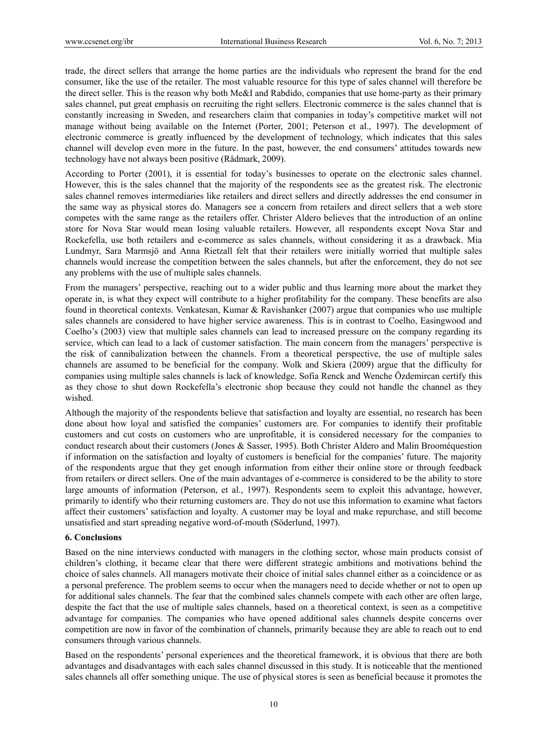trade, the direct sellers that arrange the home parties are the individuals who represent the brand for the end consumer, like the use of the retailer. The most valuable resource for this type of sales channel will therefore be the direct seller. This is the reason why both Me&I and Rabdido, companies that use home-party as their primary sales channel, put great emphasis on recruiting the right sellers. Electronic commerce is the sales channel that is constantly increasing in Sweden, and researchers claim that companies in today's competitive market will not manage without being available on the Internet (Porter, 2001; Peterson et al., 1997). The development of electronic commerce is greatly influenced by the development of technology, which indicates that this sales channel will develop even more in the future. In the past, however, the end consumers' attitudes towards new technology have not always been positive (Rådmark, 2009).

According to Porter (2001), it is essential for today's businesses to operate on the electronic sales channel. However, this is the sales channel that the majority of the respondents see as the greatest risk. The electronic sales channel removes intermediaries like retailers and direct sellers and directly addresses the end consumer in the same way as physical stores do. Managers see a concern from retailers and direct sellers that a web store competes with the same range as the retailers offer. Christer Aldero believes that the introduction of an online store for Nova Star would mean losing valuable retailers. However, all respondents except Nova Star and Rockefella, use both retailers and e-commerce as sales channels, without considering it as a drawback. Mia Lundmyr, Sara Marmsjö and Anna Rietzall felt that their retailers were initially worried that multiple sales channels would increase the competition between the sales channels, but after the enforcement, they do not see any problems with the use of multiple sales channels.

From the managers' perspective, reaching out to a wider public and thus learning more about the market they operate in, is what they expect will contribute to a higher profitability for the company. These benefits are also found in theoretical contexts. Venkatesan, Kumar & Ravishanker (2007) argue that companies who use multiple sales channels are considered to have higher service awareness. This is in contrast to Coelho, Easingwood and Coelho's (2003) view that multiple sales channels can lead to increased pressure on the company regarding its service, which can lead to a lack of customer satisfaction. The main concern from the managers' perspective is the risk of cannibalization between the channels. From a theoretical perspective, the use of multiple sales channels are assumed to be beneficial for the company. Wolk and Skiera (2009) argue that the difficulty for companies using multiple sales channels is lack of knowledge. Sofia Renck and Wenche Özdemircan certify this as they chose to shut down Rockefella's electronic shop because they could not handle the channel as they wished.

Although the majority of the respondents believe that satisfaction and loyalty are essential, no research has been done about how loyal and satisfied the companies' customers are. For companies to identify their profitable customers and cut costs on customers who are unprofitable, it is considered necessary for the companies to conduct research about their customers (Jones & Sasser, 1995). Both Christer Aldero and Malin Brooméquestion if information on the satisfaction and loyalty of customers is beneficial for the companies' future. The majority of the respondents argue that they get enough information from either their online store or through feedback from retailers or direct sellers. One of the main advantages of e-commerce is considered to be the ability to store large amounts of information (Peterson, et al., 1997). Respondents seem to exploit this advantage, however, primarily to identify who their returning customers are. They do not use this information to examine what factors affect their customers' satisfaction and loyalty. A customer may be loyal and make repurchase, and still become unsatisfied and start spreading negative word-of-mouth (Söderlund, 1997).

## 6. Conclusions

Based on the nine interviews conducted with managers in the clothing sector, whose main products consist of children's clothing, it became clear that there were different strategic ambitions and motivations behind the choice of sales channels. All managers motivate their choice of initial sales channel either as a coincidence or as a personal preference. The problem seems to occur when the managers need to decide whether or not to open up for additional sales channels. The fear that the combined sales channels compete with each other are often large, despite the fact that the use of multiple sales channels, based on a theoretical context, is seen as a competitive advantage for companies. The companies who have opened additional sales channels despite concerns over competition are now in favor of the combination of channels, primarily because they are able to reach out to end consumers through various channels.

Based on the respondents' personal experiences and the theoretical framework, it is obvious that there are both advantages and disadvantages with each sales channel discussed in this study. It is noticeable that the mentioned sales channels all offer something unique. The use of physical stores is seen as beneficial because it promotes the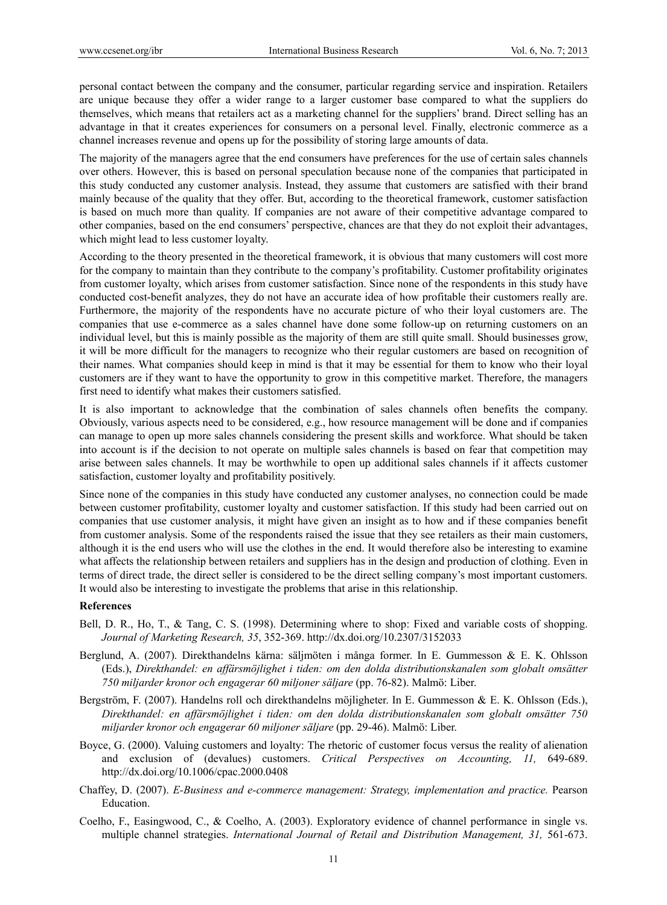personal contact between the company and the consumer, particular regarding service and inspiration. Retailers are unique because they offer a wider range to a larger customer base compared to what the suppliers do themselves, which means that retailers act as a marketing channel for the suppliers' brand. Direct selling has an advantage in that it creates experiences for consumers on a personal level. Finally, electronic commerce as a channel increases revenue and opens up for the possibility of storing large amounts of data.

The majority of the managers agree that the end consumers have preferences for the use of certain sales channels over others. However, this is based on personal speculation because none of the companies that participated in this study conducted any customer analysis. Instead, they assume that customers are satisfied with their brand mainly because of the quality that they offer. But, according to the theoretical framework, customer satisfaction is based on much more than quality. If companies are not aware of their competitive advantage compared to other companies, based on the end consumers' perspective, chances are that they do not exploit their advantages, which might lead to less customer loyalty.

According to the theory presented in the theoretical framework, it is obvious that many customers will cost more for the company to maintain than they contribute to the company's profitability. Customer profitability originates from customer loyalty, which arises from customer satisfaction. Since none of the respondents in this study have conducted cost-benefit analyzes, they do not have an accurate idea of how profitable their customers really are. Furthermore, the majority of the respondents have no accurate picture of who their loyal customers are. The companies that use e-commerce as a sales channel have done some follow-up on returning customers on an individual level, but this is mainly possible as the majority of them are still quite small. Should businesses grow, it will be more difficult for the managers to recognize who their regular customers are based on recognition of their names. What companies should keep in mind is that it may be essential for them to know who their loyal customers are if they want to have the opportunity to grow in this competitive market. Therefore, the managers first need to identify what makes their customers satisfied.

It is also important to acknowledge that the combination of sales channels often benefits the company. Obviously, various aspects need to be considered, e.g., how resource management will be done and if companies can manage to open up more sales channels considering the present skills and workforce. What should be taken into account is if the decision to not operate on multiple sales channels is based on fear that competition may arise between sales channels. It may be worthwhile to open up additional sales channels if it affects customer satisfaction, customer loyalty and profitability positively.

Since none of the companies in this study have conducted any customer analyses, no connection could be made between customer profitability, customer loyalty and customer satisfaction. If this study had been carried out on companies that use customer analysis, it might have given an insight as to how and if these companies benefit from customer analysis. Some of the respondents raised the issue that they see retailers as their main customers, although it is the end users who will use the clothes in the end. It would therefore also be interesting to examine what affects the relationship between retailers and suppliers has in the design and production of clothing. Even in terms of direct trade, the direct seller is considered to be the direct selling company's most important customers. It would also be interesting to investigate the problems that arise in this relationship.

## References

Bell, D. R., Ho, T., & Tang, C. S. (1998). Determining where to shop: Fixed and variable costs of shopping. *Journal of Marketing Research, 35*, 352-369. http://dx.doi.org/10.2307/3152033

Berglund, A. (2007). Direkthandelns kärna: säljmöten i många former. In E. Gummesson & E. K. Ohlsson (Eds.), *Direkthandel: en affärsmöjlighet i tiden: om den dolda distributionskanalen som globalt omsätter 750 miljarder kronor och engagerar 60 miljoner säljare* (pp. 76-82). Malmö: Liber.

Bergström, F. (2007). Handelns roll och direkthandelns möjligheter. In E. Gummesson & E. K. Ohlsson (Eds.), *Direkthandel: en affärsmöjlighet i tiden: om den dolda distributionskanalen som globalt omsätter 750 miljarder kronor och engagerar 60 miljoner säljare* (pp. 29-46). Malmö: Liber.

Boyce, G. (2000). Valuing customers and loyalty: The rhetoric of customer focus versus the reality of alienation and exclusion of (devalues) customers. *Critical Perspectives on Accounting, 11,* 649-689. http://dx.doi.org/10.1006/cpac.2000.0408

Chaffey, D. (2007). *E-Business and e-commerce management: Strategy, implementation and practice.* Pearson Education.

Coelho, F., Easingwood, C., & Coelho, A. (2003). Exploratory evidence of channel performance in single vs. multiple channel strategies. *International Journal of Retail and Distribution Management, 31,* 561-673.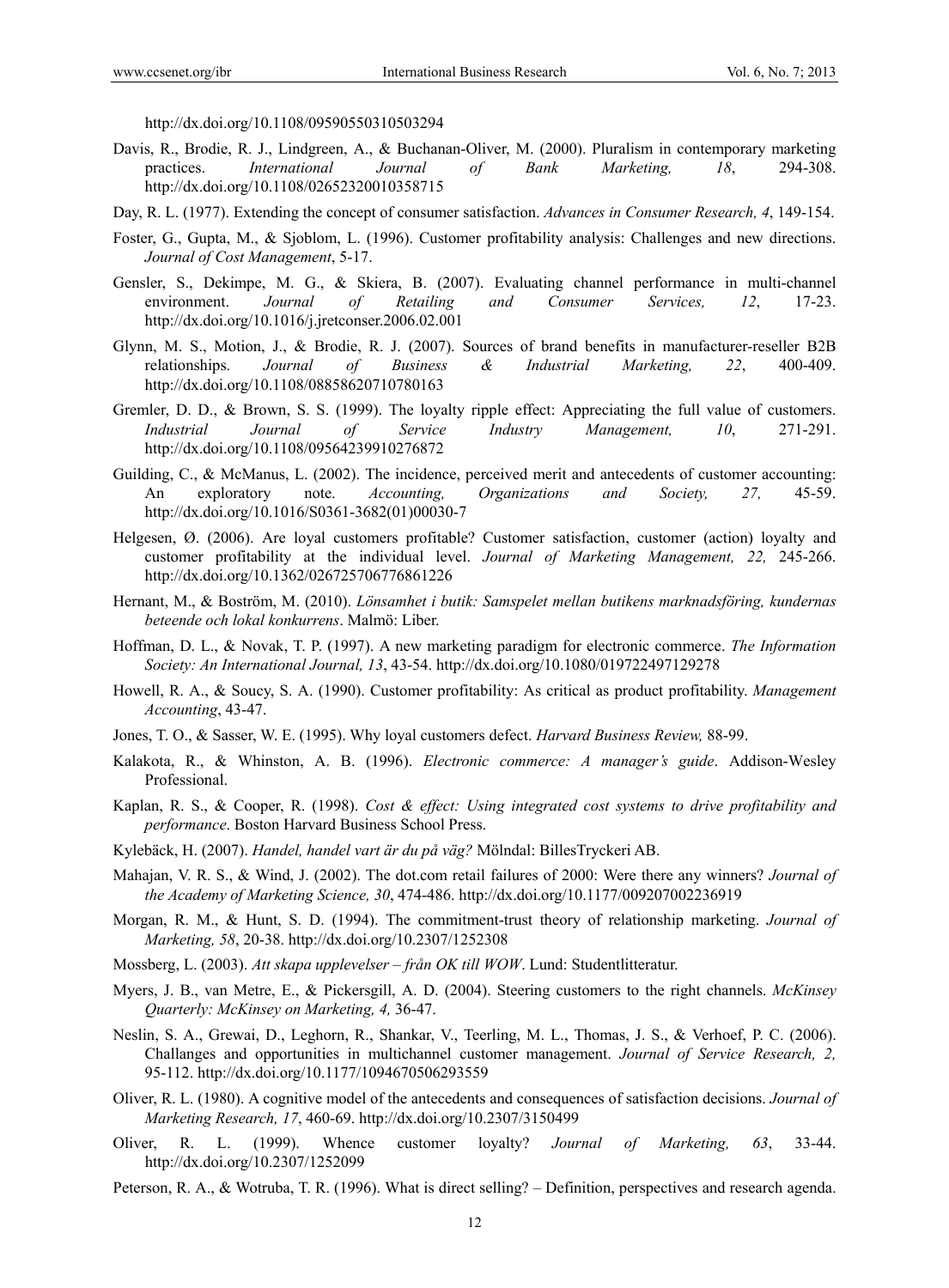http://dx.doi.org/10.1108/09590550310503294

Davis, R., Brodie, R. J., Lindgreen, A., & Buchanan-Oliver, M. (2000). Pluralism in contemporary marketing practices. *International Journal of Bank Marketing, 18*, 294-308. http://dx.doi.org/10.1108/02652320010358715

Day, R. L. (1977). Extending the concept of consumer satisfaction. *Advances in Consumer Research, 4*, 149-154.

Foster, G., Gupta, M., & Sjoblom, L. (1996). Customer profitability analysis: Challenges and new directions. *Journal of Cost Management*, 5-17.

Gensler, S., Dekimpe, M. G., & Skiera, B. (2007). Evaluating channel performance in multi-channel environment. *Journal of Retailing and Consumer Services, 12*, 17-23. http://dx.doi.org/10.1016/j.jretconser.2006.02.001

Glynn, M. S., Motion, J., & Brodie, R. J. (2007). Sources of brand benefits in manufacturer-reseller B2B relationships. *Journal of Business & Industrial Marketing, 22*, 400-409. http://dx.doi.org/10.1108/08858620710780163

Gremler, D. D., & Brown, S. S. (1999). The loyalty ripple effect: Appreciating the full value of customers. *Industrial Journal of Service Industry Management, 10*, 271-291. http://dx.doi.org/10.1108/09564239910276872

Guilding, C., & McManus, L. (2002). The incidence, perceived merit and antecedents of customer accounting: An exploratory note. *Accounting, Organizations and Society, 27,* 45-59. http://dx.doi.org/10.1016/S0361-3682(01)00030-7

Helgesen, Ø. (2006). Are loyal customers profitable? Customer satisfaction, customer (action) loyalty and customer profitability at the individual level. *Journal of Marketing Management, 22,* 245-266. http://dx.doi.org/10.1362/026725706776861226

Hernant, M., & Boström, M. (2010). *Lönsamhet i butik: Samspelet mellan butikens marknadsföring, kundernas beteende och lokal konkurrens*. Malmö: Liber.

Hoffman, D. L., & Novak, T. P. (1997). A new marketing paradigm for electronic commerce. *The Information Society: An International Journal, 13*, 43-54. http://dx.doi.org/10.1080/019722497129278

Howell, R. A., & Soucy, S. A. (1990). Customer profitability: As critical as product profitability. *Management Accounting*, 43-47.

Jones, T. O., & Sasser, W. E. (1995). Why loyal customers defect. *Harvard Business Review,* 88-99.

Kalakota, R., & Whinston, A. B. (1996). *Electronic commerce: A manager's guide*. Addison-Wesley Professional.

Kaplan, R. S., & Cooper, R. (1998). *Cost & effect: Using integrated cost systems to drive profitability and performance*. Boston Harvard Business School Press.

Kylebäck, H. (2007). *Handel, handel vart är du på väg?* Mölndal: BillesTryckeri AB.

Mahajan, V. R. S., & Wind, J. (2002). The dot.com retail failures of 2000: Were there any winners? *Journal of the Academy of Marketing Science, 30*, 474-486. http://dx.doi.org/10.1177/009207002236919

Morgan, R. M., & Hunt, S. D. (1994). The commitment-trust theory of relationship marketing. *Journal of Marketing, 58*, 20-38. http://dx.doi.org/10.2307/1252308

Mossberg, L. (2003). *Att skapa upplevelser – från OK till WOW*. Lund: Studentlitteratur.

Myers, J. B., van Metre, E., & Pickersgill, A. D. (2004). Steering customers to the right channels. *McKinsey Quarterly: McKinsey on Marketing, 4,* 36-47.

Neslin, S. A., Grewai, D., Leghorn, R., Shankar, V., Teerling, M. L., Thomas, J. S., & Verhoef, P. C. (2006). Challanges and opportunities in multichannel customer management. *Journal of Service Research, 2,* 95-112. http://dx.doi.org/10.1177/1094670506293559

Oliver, R. L. (1980). A cognitive model of the antecedents and consequences of satisfaction decisions. *Journal of Marketing Research, 17*, 460-69. http://dx.doi.org/10.2307/3150499

Oliver, R. L. (1999). Whence customer loyalty? *Journal of Marketing, 63*, 33-44. http://dx.doi.org/10.2307/1252099

Peterson, R. A., & Wotruba, T. R. (1996). What is direct selling? – Definition, perspectives and research agenda.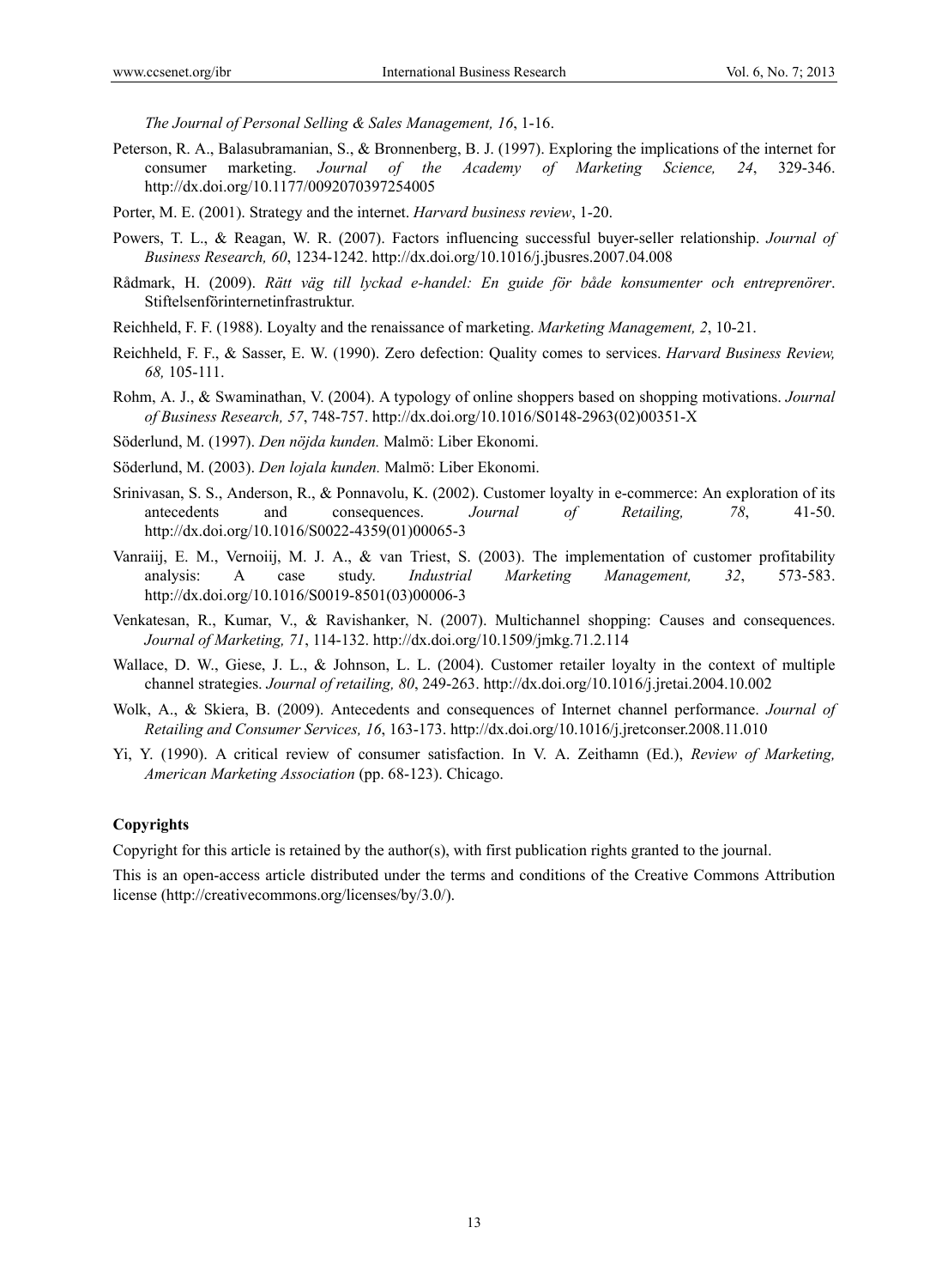*The Journal of Personal Selling & Sales Management, 16*, 1-16.

Peterson, R. A., Balasubramanian, S., & Bronnenberg, B. J. (1997). Exploring the implications of the internet for consumer marketing. *Journal of the Academy of Marketing Science, 24*, 329-346. http://dx.doi.org/10.1177/0092070397254005

Porter, M. E. (2001). Strategy and the internet. *Harvard business review*, 1-20.

Powers, T. L., & Reagan, W. R. (2007). Factors influencing successful buyer-seller relationship. *Journal of Business Research, 60*, 1234-1242. http://dx.doi.org/10.1016/j.jbusres.2007.04.008

Rådmark, H. (2009). *Rätt väg till lyckad e-handel: En guide för både konsumenter och entreprenörer*. Stiftelsenförinternetinfrastruktur.

Reichheld, F. F. (1988). Loyalty and the renaissance of marketing. *Marketing Management, 2*, 10-21.

Reichheld, F. F., & Sasser, E. W. (1990). Zero defection: Quality comes to services. *Harvard Business Review, 68,* 105-111.

Rohm, A. J., & Swaminathan, V. (2004). A typology of online shoppers based on shopping motivations. *Journal of Business Research, 57*, 748-757. http://dx.doi.org/10.1016/S0148-2963(02)00351-X

Söderlund, M. (1997). *Den nöjda kunden.* Malmö: Liber Ekonomi.

Söderlund, M. (2003). *Den lojala kunden.* Malmö: Liber Ekonomi.

Srinivasan, S. S., Anderson, R., & Ponnavolu, K. (2002). Customer loyalty in e-commerce: An exploration of its antecedents and consequences. *Journal of Retailing, 78*, 41-50. http://dx.doi.org/10.1016/S0022-4359(01)00065-3

Vanraiij, E. M., Vernoiij, M. J. A., & van Triest, S. (2003). The implementation of customer profitability analysis: A case study. *Industrial Marketing Management, 32*, 573-583. http://dx.doi.org/10.1016/S0019-8501(03)00006-3

Venkatesan, R., Kumar, V., & Ravishanker, N. (2007). Multichannel shopping: Causes and consequences. *Journal of Marketing, 71*, 114-132. http://dx.doi.org/10.1509/jmkg.71.2.114

Wallace, D. W., Giese, J. L., & Johnson, L. L. (2004). Customer retailer loyalty in the context of multiple channel strategies. *Journal of retailing, 80*, 249-263. http://dx.doi.org/10.1016/j.jretai.2004.10.002

Wolk, A., & Skiera, B. (2009). Antecedents and consequences of Internet channel performance. *Journal of Retailing and Consumer Services, 16*, 163-173. http://dx.doi.org/10.1016/j.jretconser.2008.11.010

Yi, Y. (1990). A critical review of consumer satisfaction. In V. A. Zeithamn (Ed.), *Review of Marketing, American Marketing Association* (pp. 68-123). Chicago.

**Copyrights**

Copyright for this article is retained by the author(s), with first publication rights granted to the journal.

This is an open-access article distributed under the terms and conditions of the Creative Commons Attribution license (http://creativecommons.org/licenses/by/3.0/).